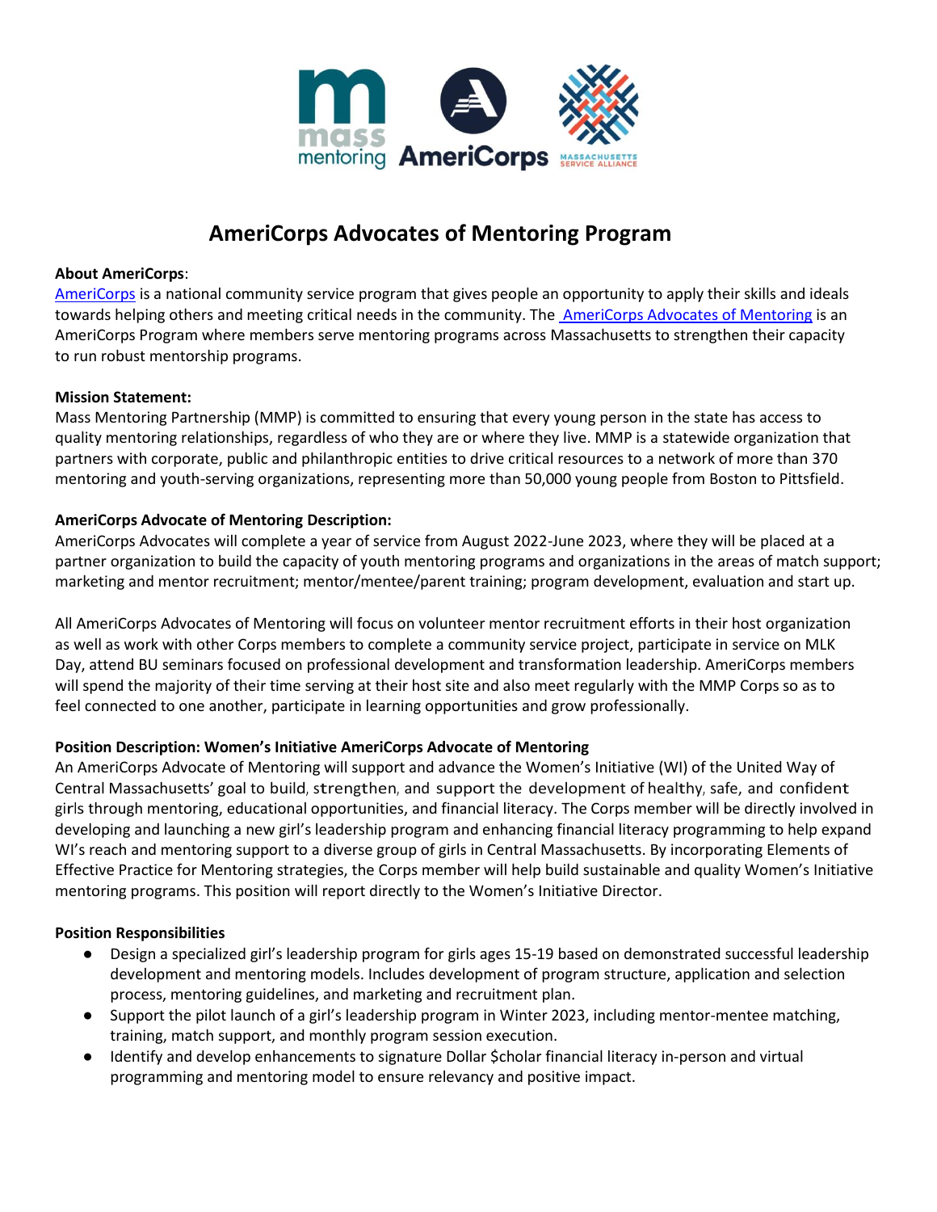# AmeriCorps Advocates of Mentoring Program

**About AmeriCorps**:
AmeriCorps is a national community service program that gives people an opportunity to apply their skills and ideals towards helping others and meeting critical needs in the community. The AmeriCorps Advocates of Mentoring is an AmeriCorps Program where members serve mentoring programs across Massachusetts to strengthen their capacity to run robust mentorship programs.

**Mission Statement:**
Mass Mentoring Partnership (MMP) is committed to ensuring that every young person in the state has access to quality mentoring relationships, regardless of who they are or where they live. MMP is a statewide organization that partners with corporate, public and philanthropic entities to drive critical resources to a network of more than 370 mentoring and youth-serving organizations, representing more than 50,000 young people from Boston to Pittsfield.

**AmeriCorps Advocate of Mentoring Description:**
AmeriCorps Advocates will complete a year of service from August 2022-June 2023, where they will be placed at a partner organization to build the capacity of youth mentoring programs and organizations in the areas of match support; marketing and mentor recruitment; mentor/mentee/parent training; program development, evaluation and start up.

All AmeriCorps Advocates of Mentoring will focus on volunteer mentor recruitment efforts in their host organization as well as work with other Corps members to complete a community service project, participate in service on MLK Day, attend BU seminars focused on professional development and transformation leadership. AmeriCorps members will spend the majority of their time serving at their host site and also meet regularly with the MMP Corps so as to feel connected to one another, participate in learning opportunities and grow professionally.

**Position Description: Women's Initiative AmeriCorps Advocate of Mentoring**
An AmeriCorps Advocate of Mentoring will support and advance the Women's Initiative (WI) of the United Way of Central Massachusetts' goal to build, strengthen, and support the development of healthy, safe, and confident girls through mentoring, educational opportunities, and financial literacy. The Corps member will be directly involved in developing and launching a new girl's leadership program and enhancing financial literacy programming to help expand WI's reach and mentoring support to a diverse group of girls in Central Massachusetts. By incorporating Elements of Effective Practice for Mentoring strategies, the Corps member will help build sustainable and quality Women's Initiative mentoring programs. This position will report directly to the Women's Initiative Director.

**Position Responsibilities**

- Design a specialized girl's leadership program for girls ages 15-19 based on demonstrated successful leadership development and mentoring models. Includes development of program structure, application and selection process, mentoring guidelines, and marketing and recruitment plan.
- Support the pilot launch of a girl's leadership program in Winter 2023, including mentor-mentee matching, training, match support, and monthly program session execution.
- Identify and develop enhancements to signature Dollar $cholar financial literacy in-person and virtual programming and mentoring model to ensure relevancy and positive impact.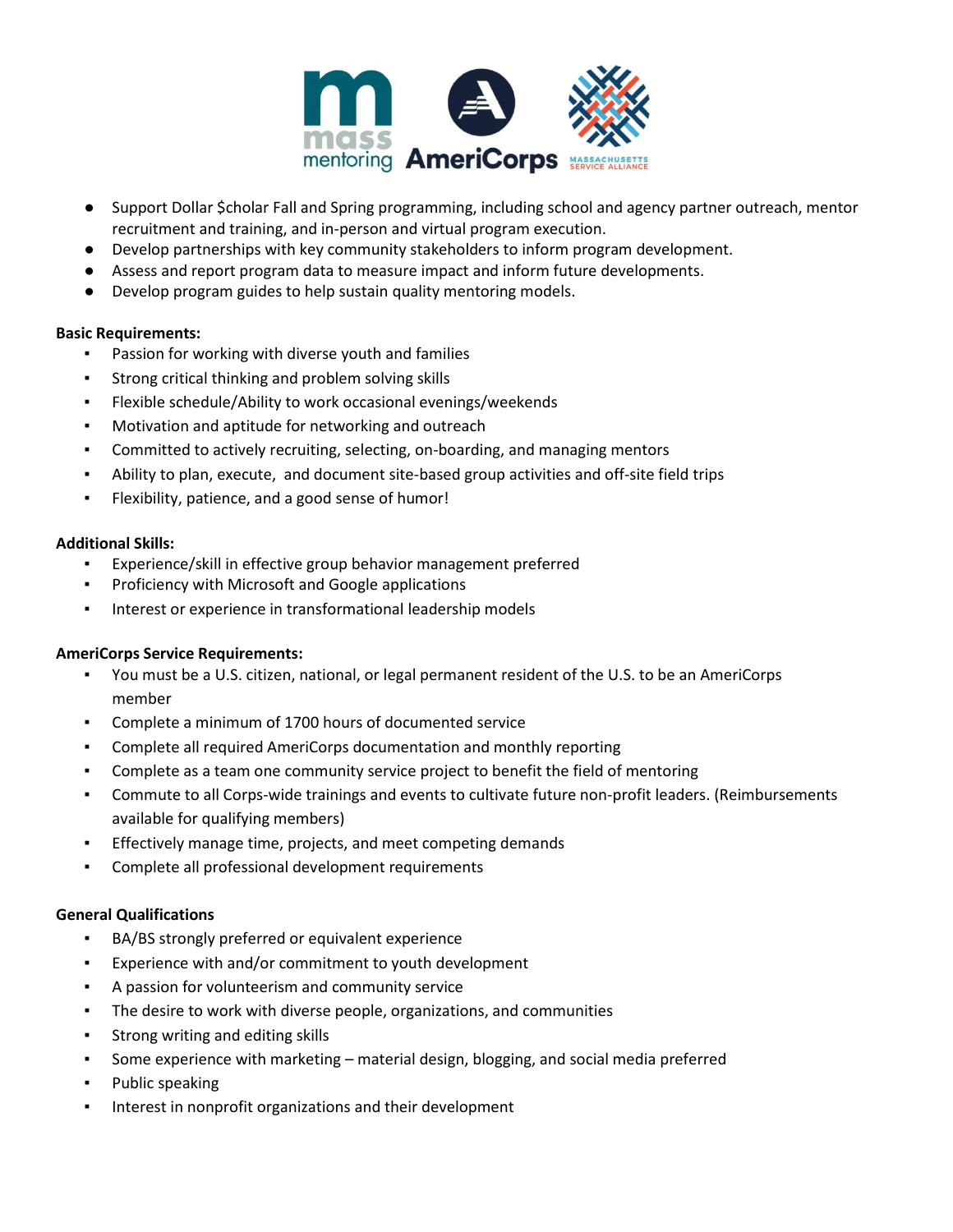- Support Dollar $cholar Fall and Spring programming, including school and agency partner outreach, mentor recruitment and training, and in-person and virtual program execution.
- Develop partnerships with key community stakeholders to inform program development.
- Assess and report program data to measure impact and inform future developments.
- Develop program guides to help sustain quality mentoring models.

**Basic Requirements:**

- Passion for working with diverse youth and families
- Strong critical thinking and problem solving skills
- Flexible schedule/Ability to work occasional evenings/weekends
- Motivation and aptitude for networking and outreach
- Committed to actively recruiting, selecting, on-boarding, and managing mentors
- Ability to plan, execute, and document site-based group activities and off-site field trips
- Flexibility, patience, and a good sense of humor!

**Additional Skills:**

- Experience/skill in effective group behavior management preferred
- Proficiency with Microsoft and Google applications
- Interest or experience in transformational leadership models

**AmeriCorps Service Requirements:**

- You must be a U.S. citizen, national, or legal permanent resident of the U.S. to be an AmeriCorps member
- Complete a minimum of 1700 hours of documented service
- Complete all required AmeriCorps documentation and monthly reporting
- Complete as a team one community service project to benefit the field of mentoring
- Commute to all Corps-wide trainings and events to cultivate future non-profit leaders. (Reimbursements available for qualifying members)
- Effectively manage time, projects, and meet competing demands
- Complete all professional development requirements

**General Qualifications**

- BA/BS strongly preferred or equivalent experience
- Experience with and/or commitment to youth development
- A passion for volunteerism and community service
- The desire to work with diverse people, organizations, and communities
- Strong writing and editing skills
- Some experience with marketing – material design, blogging, and social media preferred
- Public speaking
- Interest in nonprofit organizations and their development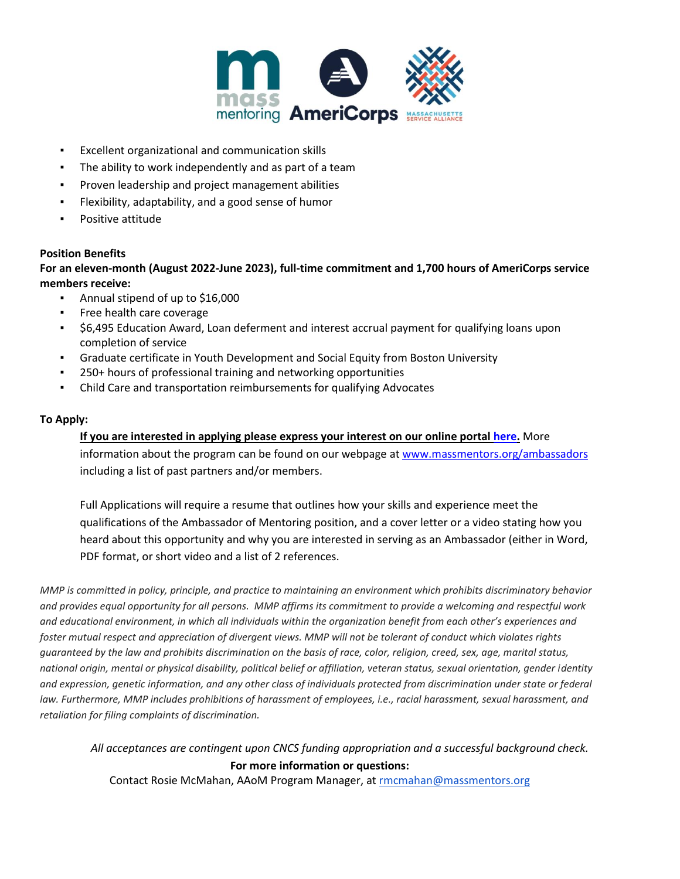- Excellent organizational and communication skills
- The ability to work independently and as part of a team
- Proven leadership and project management abilities
- Flexibility, adaptability, and a good sense of humor
- Positive attitude

**Position Benefits**

**For an eleven-month (August 2022-June 2023), full-time commitment and 1,700 hours of AmeriCorps service members receive:**

- Annual stipend of up to $16,000
- Free health care coverage
- $6,495 Education Award, Loan deferment and interest accrual payment for qualifying loans upon completion of service
- Graduate certificate in Youth Development and Social Equity from Boston University
- 250+ hours of professional training and networking opportunities
- Child Care and transportation reimbursements for qualifying Advocates

**To Apply:**

**If you are interested in applying please express your interest on our online portal here.** More information about the program can be found on our webpage at www.massmentors.org/ambassadors including a list of past partners and/or members.

Full Applications will require a resume that outlines how your skills and experience meet the qualifications of the Ambassador of Mentoring position, and a cover letter or a video stating how you heard about this opportunity and why you are interested in serving as an Ambassador (either in Word, PDF format, or short video and a list of 2 references.

*MMP is committed in policy, principle, and practice to maintaining an environment which prohibits discriminatory behavior and provides equal opportunity for all persons. MMP affirms its commitment to provide a welcoming and respectful work and educational environment, in which all individuals within the organization benefit from each other's experiences and foster mutual respect and appreciation of divergent views. MMP will not be tolerant of conduct which violates rights guaranteed by the law and prohibits discrimination on the basis of race, color, religion, creed, sex, age, marital status, national origin, mental or physical disability, political belief or affiliation, veteran status, sexual orientation, gender identity and expression, genetic information, and any other class of individuals protected from discrimination under state or federal law. Furthermore, MMP includes prohibitions of harassment of employees, i.e., racial harassment, sexual harassment, and retaliation for filing complaints of discrimination.*

*All acceptances are contingent upon CNCS funding appropriation and a successful background check.*

**For more information or questions:**

Contact Rosie McMahan, AAoM Program Manager, at rmcmahan@massmentors.org